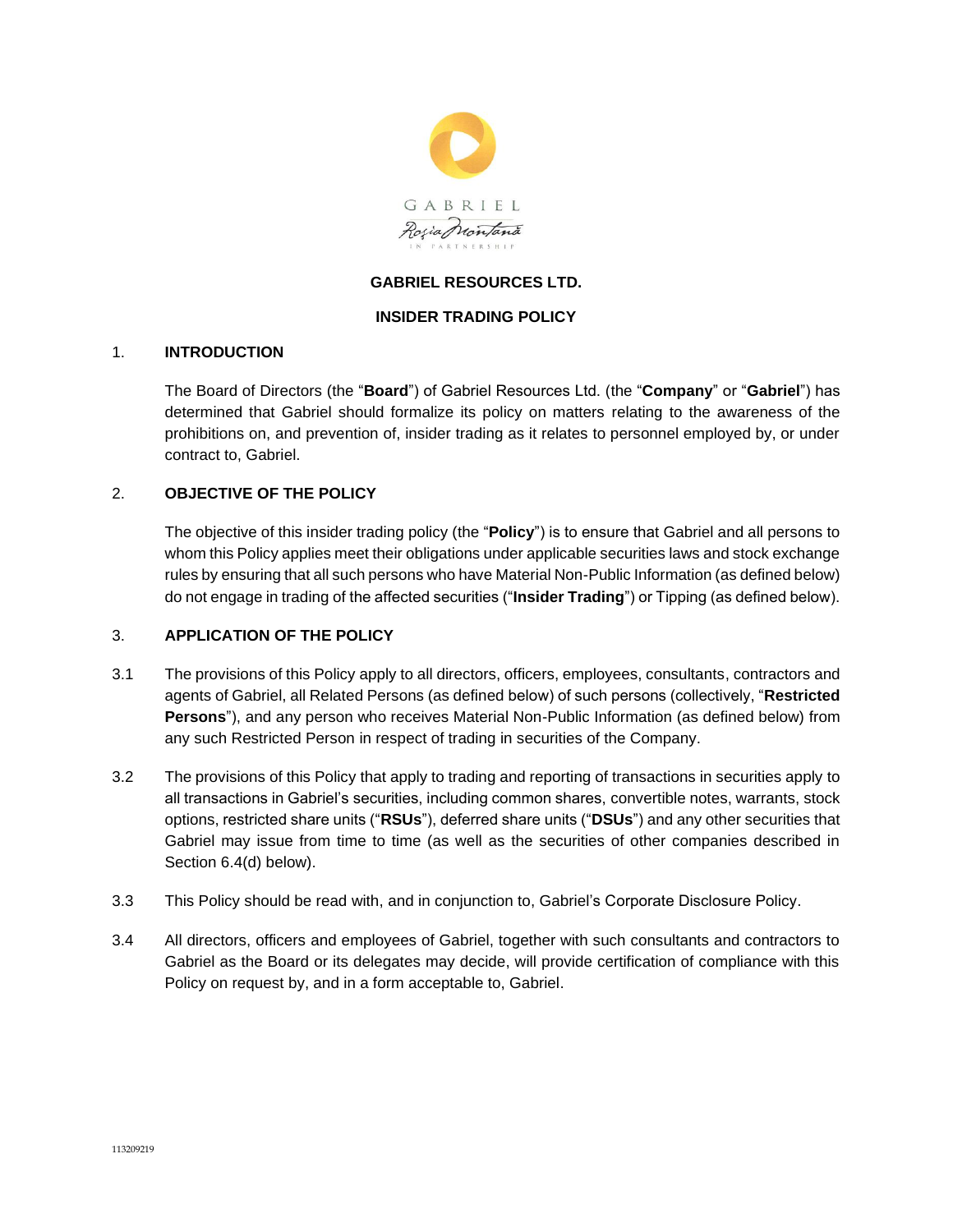GABRIEL

Roșia Montană

IN PARTNERSHIP

**GABRIEL RESOURCES LTD.**

**INSIDER TRADING POLICY**

## 1. INTRODUCTION

The Board of Directors (the "**Board**") of Gabriel Resources Ltd. (the "**Company**" or "**Gabriel**") has determined that Gabriel should formalize its policy on matters relating to the awareness of the prohibitions on, and prevention of, insider trading as it relates to personnel employed by, or under contract to, Gabriel.

## 2. OBJECTIVE OF THE POLICY

The objective of this insider trading policy (the "**Policy**") is to ensure that Gabriel and all persons to whom this Policy applies meet their obligations under applicable securities laws and stock exchange rules by ensuring that all such persons who have Material Non-Public Information (as defined below) do not engage in trading of the affected securities ("**Insider Trading**") or Tipping (as defined below).

## 3. APPLICATION OF THE POLICY

3.1 The provisions of this Policy apply to all directors, officers, employees, consultants, contractors and agents of Gabriel, all Related Persons (as defined below) of such persons (collectively, "**Restricted Persons**"), and any person who receives Material Non-Public Information (as defined below) from any such Restricted Person in respect of trading in securities of the Company.

3.2 The provisions of this Policy that apply to trading and reporting of transactions in securities apply to all transactions in Gabriel's securities, including common shares, convertible notes, warrants, stock options, restricted share units ("**RSUs**"), deferred share units ("**DSUs**") and any other securities that Gabriel may issue from time to time (as well as the securities of other companies described in Section 6.4(d) below).

3.3 This Policy should be read with, and in conjunction to, Gabriel's Corporate Disclosure Policy.

3.4 All directors, officers and employees of Gabriel, together with such consultants and contractors to Gabriel as the Board or its delegates may decide, will provide certification of compliance with this Policy on request by, and in a form acceptable to, Gabriel.

113209219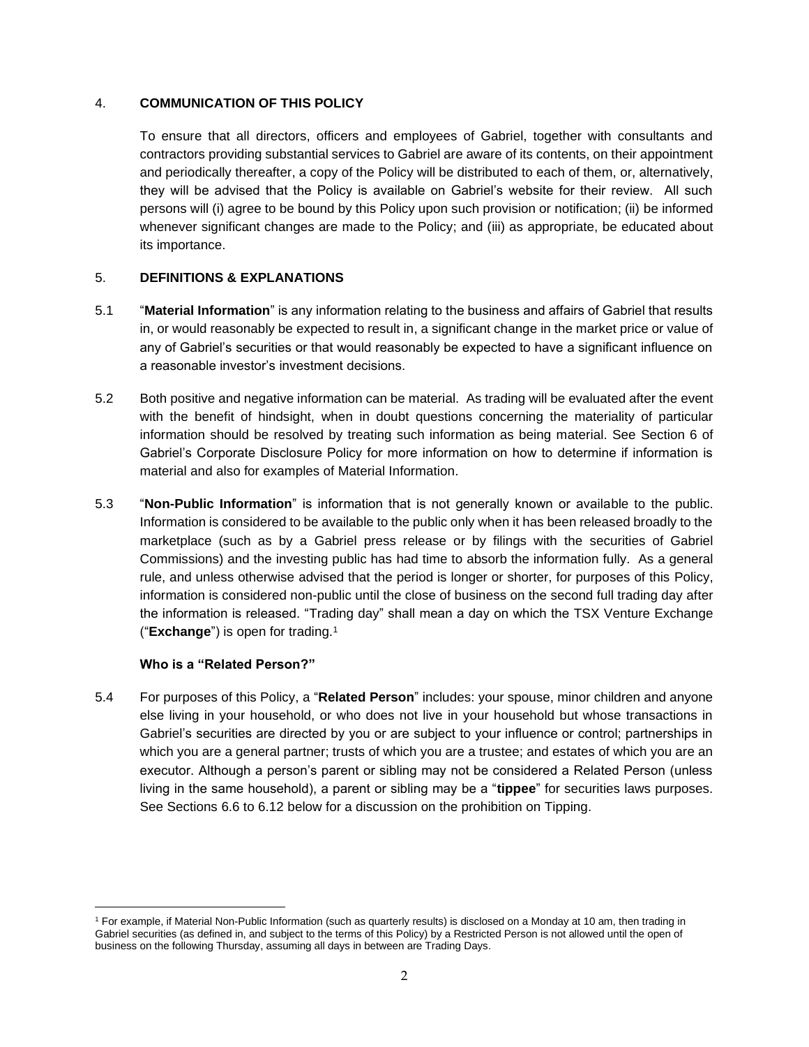## 4. COMMUNICATION OF THIS POLICY

To ensure that all directors, officers and employees of Gabriel, together with consultants and contractors providing substantial services to Gabriel are aware of its contents, on their appointment and periodically thereafter, a copy of the Policy will be distributed to each of them, or, alternatively, they will be advised that the Policy is available on Gabriel's website for their review. All such persons will (i) agree to be bound by this Policy upon such provision or notification; (ii) be informed whenever significant changes are made to the Policy; and (iii) as appropriate, be educated about its importance.

## 5. DEFINITIONS & EXPLANATIONS

5.1 "**Material Information**" is any information relating to the business and affairs of Gabriel that results in, or would reasonably be expected to result in, a significant change in the market price or value of any of Gabriel's securities or that would reasonably be expected to have a significant influence on a reasonable investor's investment decisions.

5.2 Both positive and negative information can be material. As trading will be evaluated after the event with the benefit of hindsight, when in doubt questions concerning the materiality of particular information should be resolved by treating such information as being material. See Section 6 of Gabriel's Corporate Disclosure Policy for more information on how to determine if information is material and also for examples of Material Information.

5.3 "**Non-Public Information**" is information that is not generally known or available to the public. Information is considered to be available to the public only when it has been released broadly to the marketplace (such as by a Gabriel press release or by filings with the securities of Gabriel Commissions) and the investing public has had time to absorb the information fully. As a general rule, and unless otherwise advised that the period is longer or shorter, for purposes of this Policy, information is considered non-public until the close of business on the second full trading day after the information is released. "Trading day" shall mean a day on which the TSX Venture Exchange ("**Exchange**") is open for trading.[1]

### Who is a "Related Person?"

5.4 For purposes of this Policy, a "**Related Person**" includes: your spouse, minor children and anyone else living in your household, or who does not live in your household but whose transactions in Gabriel's securities are directed by you or are subject to your influence or control; partnerships in which you are a general partner; trusts of which you are a trustee; and estates of which you are an executor. Although a person's parent or sibling may not be considered a Related Person (unless living in the same household), a parent or sibling may be a "**tippee**" for securities laws purposes. See Sections 6.6 to 6.12 below for a discussion on the prohibition on Tipping.

---

[1] For example, if Material Non-Public Information (such as quarterly results) is disclosed on a Monday at 10 am, then trading in Gabriel securities (as defined in, and subject to the terms of this Policy) by a Restricted Person is not allowed until the open of business on the following Thursday, assuming all days in between are Trading Days.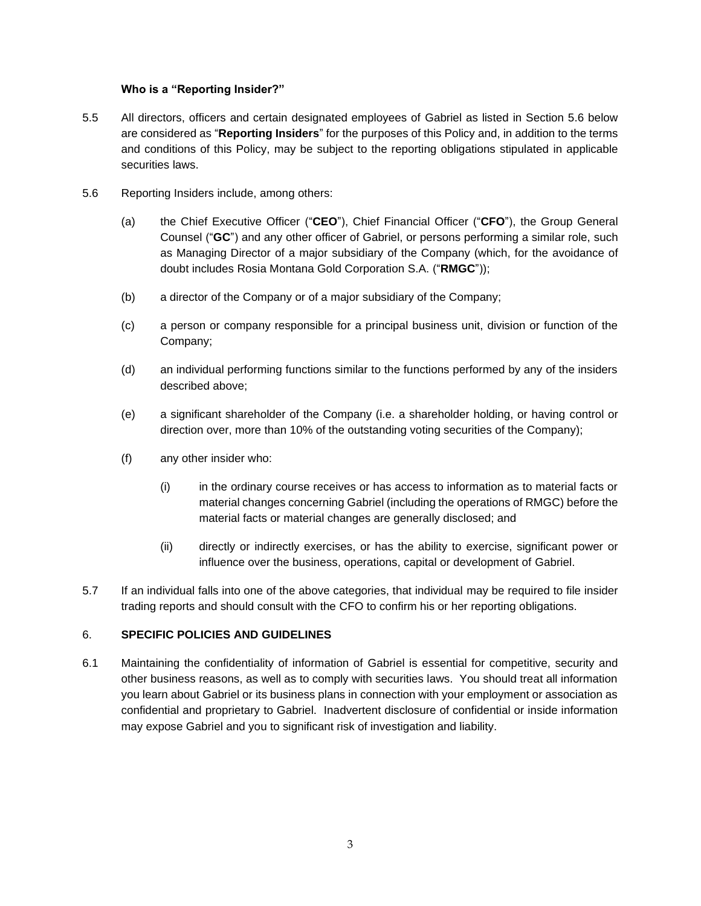**Who is a "Reporting Insider?"**

5.5 All directors, officers and certain designated employees of Gabriel as listed in Section 5.6 below are considered as "**Reporting Insiders**" for the purposes of this Policy and, in addition to the terms and conditions of this Policy, may be subject to the reporting obligations stipulated in applicable securities laws.

5.6 Reporting Insiders include, among others:

(a) the Chief Executive Officer ("**CEO**"), Chief Financial Officer ("**CFO**"), the Group General Counsel ("**GC**") and any other officer of Gabriel, or persons performing a similar role, such as Managing Director of a major subsidiary of the Company (which, for the avoidance of doubt includes Rosia Montana Gold Corporation S.A. ("**RMGC**"));

(b) a director of the Company or of a major subsidiary of the Company;

(c) a person or company responsible for a principal business unit, division or function of the Company;

(d) an individual performing functions similar to the functions performed by any of the insiders described above;

(e) a significant shareholder of the Company (i.e. a shareholder holding, or having control or direction over, more than 10% of the outstanding voting securities of the Company);

(f) any other insider who:

(i) in the ordinary course receives or has access to information as to material facts or material changes concerning Gabriel (including the operations of RMGC) before the material facts or material changes are generally disclosed; and

(ii) directly or indirectly exercises, or has the ability to exercise, significant power or influence over the business, operations, capital or development of Gabriel.

5.7 If an individual falls into one of the above categories, that individual may be required to file insider trading reports and should consult with the CFO to confirm his or her reporting obligations.

## 6. SPECIFIC POLICIES AND GUIDELINES

6.1 Maintaining the confidentiality of information of Gabriel is essential for competitive, security and other business reasons, as well as to comply with securities laws. You should treat all information you learn about Gabriel or its business plans in connection with your employment or association as confidential and proprietary to Gabriel. Inadvertent disclosure of confidential or inside information may expose Gabriel and you to significant risk of investigation and liability.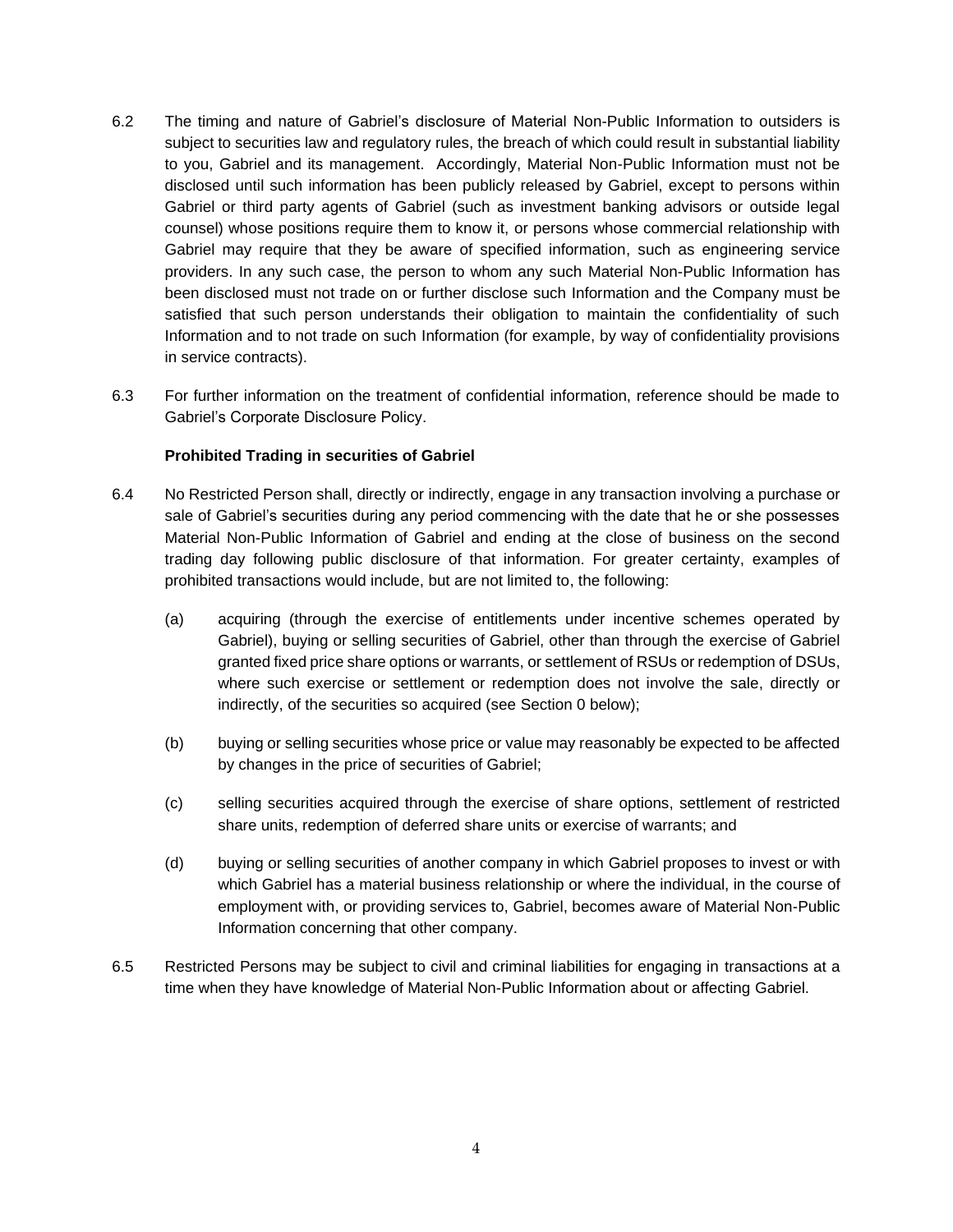6.2 The timing and nature of Gabriel's disclosure of Material Non-Public Information to outsiders is subject to securities law and regulatory rules, the breach of which could result in substantial liability to you, Gabriel and its management. Accordingly, Material Non-Public Information must not be disclosed until such information has been publicly released by Gabriel, except to persons within Gabriel or third party agents of Gabriel (such as investment banking advisors or outside legal counsel) whose positions require them to know it, or persons whose commercial relationship with Gabriel may require that they be aware of specified information, such as engineering service providers. In any such case, the person to whom any such Material Non-Public Information has been disclosed must not trade on or further disclose such Information and the Company must be satisfied that such person understands their obligation to maintain the confidentiality of such Information and to not trade on such Information (for example, by way of confidentiality provisions in service contracts).

6.3 For further information on the treatment of confidential information, reference should be made to Gabriel's Corporate Disclosure Policy.

**Prohibited Trading in securities of Gabriel**

6.4 No Restricted Person shall, directly or indirectly, engage in any transaction involving a purchase or sale of Gabriel's securities during any period commencing with the date that he or she possesses Material Non-Public Information of Gabriel and ending at the close of business on the second trading day following public disclosure of that information. For greater certainty, examples of prohibited transactions would include, but are not limited to, the following:

(a) acquiring (through the exercise of entitlements under incentive schemes operated by Gabriel), buying or selling securities of Gabriel, other than through the exercise of Gabriel granted fixed price share options or warrants, or settlement of RSUs or redemption of DSUs, where such exercise or settlement or redemption does not involve the sale, directly or indirectly, of the securities so acquired (see Section 0 below);

(b) buying or selling securities whose price or value may reasonably be expected to be affected by changes in the price of securities of Gabriel;

(c) selling securities acquired through the exercise of share options, settlement of restricted share units, redemption of deferred share units or exercise of warrants; and

(d) buying or selling securities of another company in which Gabriel proposes to invest or with which Gabriel has a material business relationship or where the individual, in the course of employment with, or providing services to, Gabriel, becomes aware of Material Non-Public Information concerning that other company.

6.5 Restricted Persons may be subject to civil and criminal liabilities for engaging in transactions at a time when they have knowledge of Material Non-Public Information about or affecting Gabriel.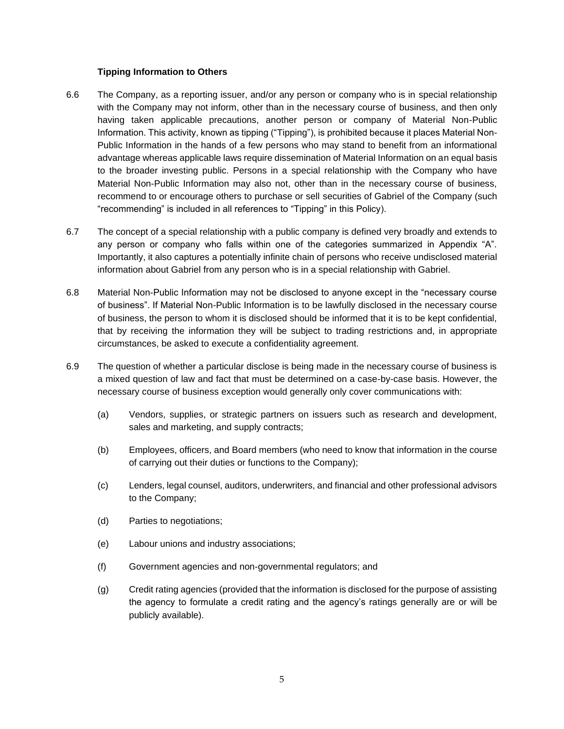**Tipping Information to Others**

6.6 The Company, as a reporting issuer, and/or any person or company who is in special relationship with the Company may not inform, other than in the necessary course of business, and then only having taken applicable precautions, another person or company of Material Non-Public Information. This activity, known as tipping ("Tipping"), is prohibited because it places Material Non-Public Information in the hands of a few persons who may stand to benefit from an informational advantage whereas applicable laws require dissemination of Material Information on an equal basis to the broader investing public. Persons in a special relationship with the Company who have Material Non-Public Information may also not, other than in the necessary course of business, recommend to or encourage others to purchase or sell securities of Gabriel of the Company (such "recommending" is included in all references to "Tipping" in this Policy).

6.7 The concept of a special relationship with a public company is defined very broadly and extends to any person or company who falls within one of the categories summarized in Appendix "A". Importantly, it also captures a potentially infinite chain of persons who receive undisclosed material information about Gabriel from any person who is in a special relationship with Gabriel.

6.8 Material Non-Public Information may not be disclosed to anyone except in the "necessary course of business". If Material Non-Public Information is to be lawfully disclosed in the necessary course of business, the person to whom it is disclosed should be informed that it is to be kept confidential, that by receiving the information they will be subject to trading restrictions and, in appropriate circumstances, be asked to execute a confidentiality agreement.

6.9 The question of whether a particular disclose is being made in the necessary course of business is a mixed question of law and fact that must be determined on a case-by-case basis. However, the necessary course of business exception would generally only cover communications with:

(a) Vendors, supplies, or strategic partners on issuers such as research and development, sales and marketing, and supply contracts;

(b) Employees, officers, and Board members (who need to know that information in the course of carrying out their duties or functions to the Company);

(c) Lenders, legal counsel, auditors, underwriters, and financial and other professional advisors to the Company;

(d) Parties to negotiations;

(e) Labour unions and industry associations;

(f) Government agencies and non-governmental regulators; and

(g) Credit rating agencies (provided that the information is disclosed for the purpose of assisting the agency to formulate a credit rating and the agency's ratings generally are or will be publicly available).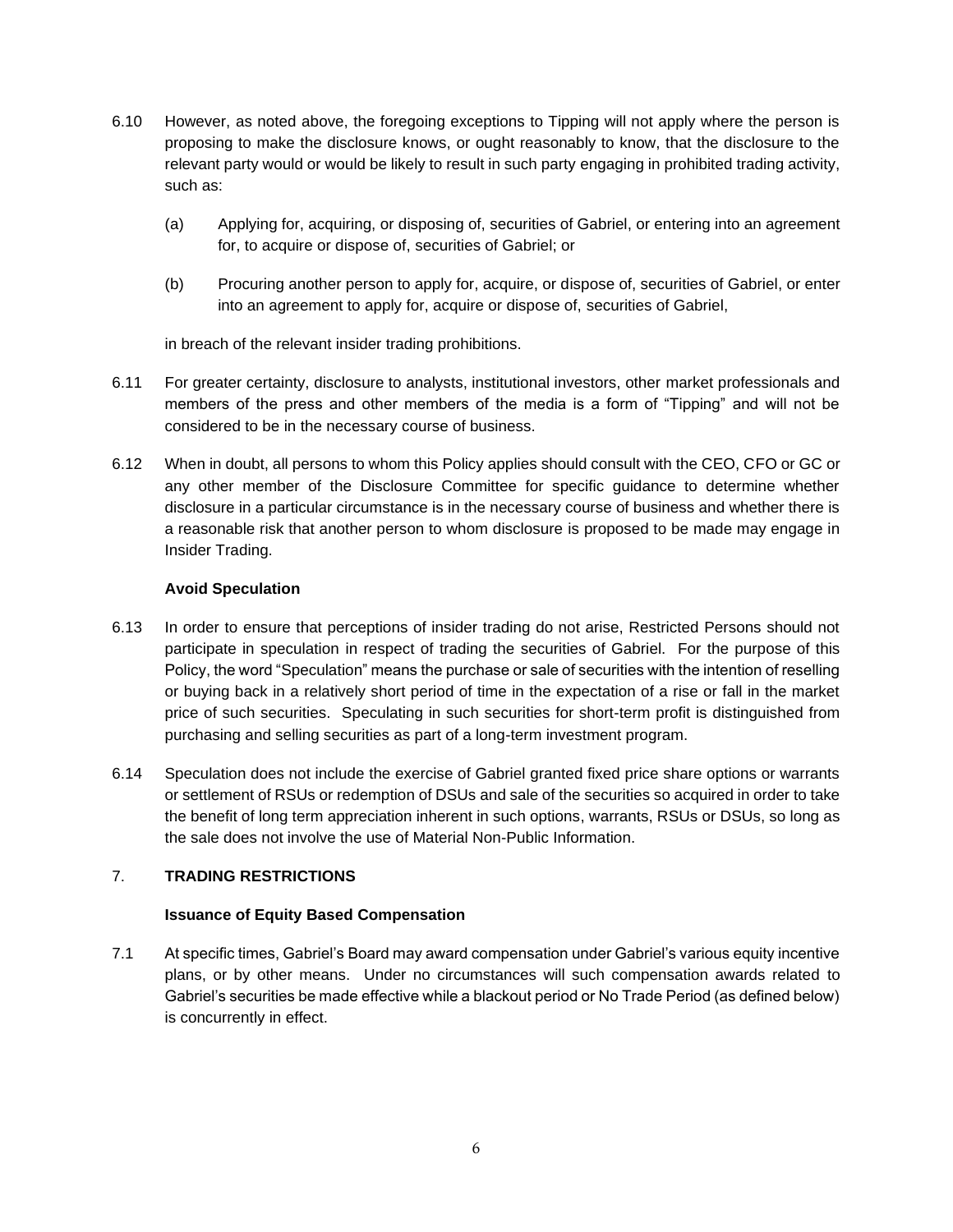6.10 However, as noted above, the foregoing exceptions to Tipping will not apply where the person is proposing to make the disclosure knows, or ought reasonably to know, that the disclosure to the relevant party would or would be likely to result in such party engaging in prohibited trading activity, such as:

(a) Applying for, acquiring, or disposing of, securities of Gabriel, or entering into an agreement for, to acquire or dispose of, securities of Gabriel; or

(b) Procuring another person to apply for, acquire, or dispose of, securities of Gabriel, or enter into an agreement to apply for, acquire or dispose of, securities of Gabriel,

in breach of the relevant insider trading prohibitions.

6.11 For greater certainty, disclosure to analysts, institutional investors, other market professionals and members of the press and other members of the media is a form of "Tipping" and will not be considered to be in the necessary course of business.

6.12 When in doubt, all persons to whom this Policy applies should consult with the CEO, CFO or GC or any other member of the Disclosure Committee for specific guidance to determine whether disclosure in a particular circumstance is in the necessary course of business and whether there is a reasonable risk that another person to whom disclosure is proposed to be made may engage in Insider Trading.

**Avoid Speculation**

6.13 In order to ensure that perceptions of insider trading do not arise, Restricted Persons should not participate in speculation in respect of trading the securities of Gabriel. For the purpose of this Policy, the word "Speculation" means the purchase or sale of securities with the intention of reselling or buying back in a relatively short period of time in the expectation of a rise or fall in the market price of such securities. Speculating in such securities for short-term profit is distinguished from purchasing and selling securities as part of a long-term investment program.

6.14 Speculation does not include the exercise of Gabriel granted fixed price share options or warrants or settlement of RSUs or redemption of DSUs and sale of the securities so acquired in order to take the benefit of long term appreciation inherent in such options, warrants, RSUs or DSUs, so long as the sale does not involve the use of Material Non-Public Information.

## 7. TRADING RESTRICTIONS

**Issuance of Equity Based Compensation**

7.1 At specific times, Gabriel's Board may award compensation under Gabriel's various equity incentive plans, or by other means. Under no circumstances will such compensation awards related to Gabriel's securities be made effective while a blackout period or No Trade Period (as defined below) is concurrently in effect.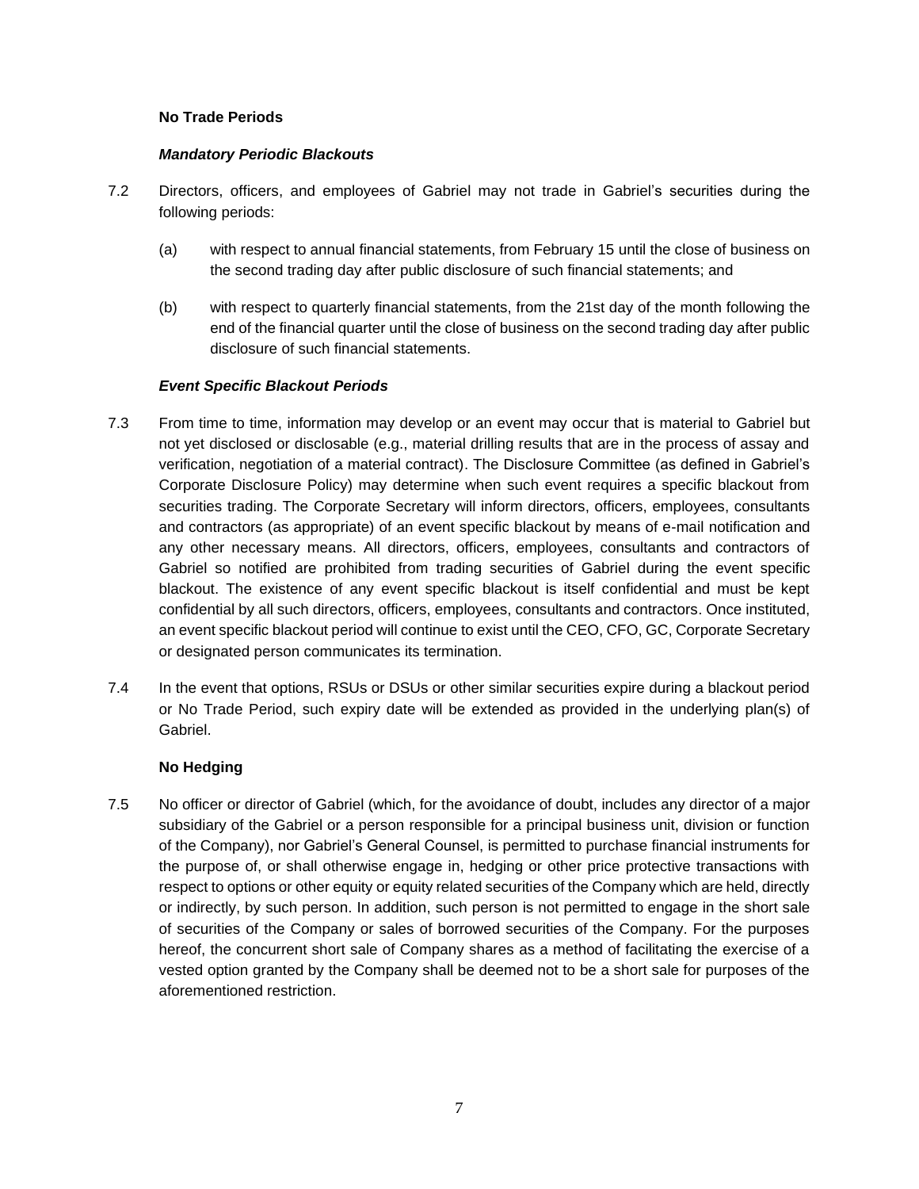**No Trade Periods**

***Mandatory Periodic Blackouts***

7.2 Directors, officers, and employees of Gabriel may not trade in Gabriel's securities during the following periods:

(a) with respect to annual financial statements, from February 15 until the close of business on the second trading day after public disclosure of such financial statements; and

(b) with respect to quarterly financial statements, from the 21st day of the month following the end of the financial quarter until the close of business on the second trading day after public disclosure of such financial statements.

***Event Specific Blackout Periods***

7.3 From time to time, information may develop or an event may occur that is material to Gabriel but not yet disclosed or disclosable (e.g., material drilling results that are in the process of assay and verification, negotiation of a material contract). The Disclosure Committee (as defined in Gabriel's Corporate Disclosure Policy) may determine when such event requires a specific blackout from securities trading. The Corporate Secretary will inform directors, officers, employees, consultants and contractors (as appropriate) of an event specific blackout by means of e-mail notification and any other necessary means. All directors, officers, employees, consultants and contractors of Gabriel so notified are prohibited from trading securities of Gabriel during the event specific blackout. The existence of any event specific blackout is itself confidential and must be kept confidential by all such directors, officers, employees, consultants and contractors. Once instituted, an event specific blackout period will continue to exist until the CEO, CFO, GC, Corporate Secretary or designated person communicates its termination.

7.4 In the event that options, RSUs or DSUs or other similar securities expire during a blackout period or No Trade Period, such expiry date will be extended as provided in the underlying plan(s) of Gabriel.

**No Hedging**

7.5 No officer or director of Gabriel (which, for the avoidance of doubt, includes any director of a major subsidiary of the Gabriel or a person responsible for a principal business unit, division or function of the Company), nor Gabriel's General Counsel, is permitted to purchase financial instruments for the purpose of, or shall otherwise engage in, hedging or other price protective transactions with respect to options or other equity or equity related securities of the Company which are held, directly or indirectly, by such person. In addition, such person is not permitted to engage in the short sale of securities of the Company or sales of borrowed securities of the Company. For the purposes hereof, the concurrent short sale of Company shares as a method of facilitating the exercise of a vested option granted by the Company shall be deemed not to be a short sale for purposes of the aforementioned restriction.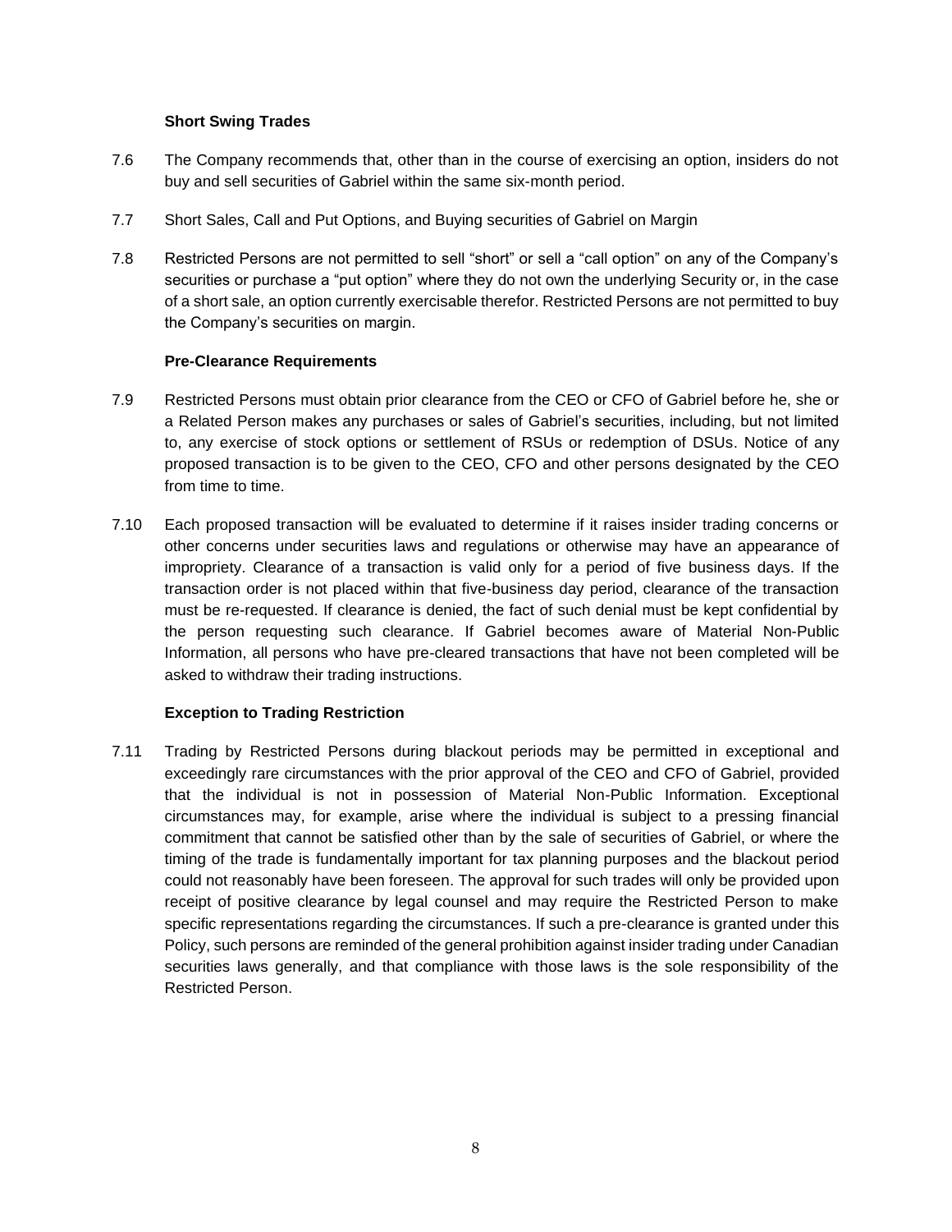**Short Swing Trades**

7.6 The Company recommends that, other than in the course of exercising an option, insiders do not buy and sell securities of Gabriel within the same six-month period.

7.7 Short Sales, Call and Put Options, and Buying securities of Gabriel on Margin

7.8 Restricted Persons are not permitted to sell "short" or sell a "call option" on any of the Company's securities or purchase a "put option" where they do not own the underlying Security or, in the case of a short sale, an option currently exercisable therefor. Restricted Persons are not permitted to buy the Company's securities on margin.

**Pre-Clearance Requirements**

7.9 Restricted Persons must obtain prior clearance from the CEO or CFO of Gabriel before he, she or a Related Person makes any purchases or sales of Gabriel's securities, including, but not limited to, any exercise of stock options or settlement of RSUs or redemption of DSUs. Notice of any proposed transaction is to be given to the CEO, CFO and other persons designated by the CEO from time to time.

7.10 Each proposed transaction will be evaluated to determine if it raises insider trading concerns or other concerns under securities laws and regulations or otherwise may have an appearance of impropriety. Clearance of a transaction is valid only for a period of five business days. If the transaction order is not placed within that five-business day period, clearance of the transaction must be re-requested. If clearance is denied, the fact of such denial must be kept confidential by the person requesting such clearance. If Gabriel becomes aware of Material Non-Public Information, all persons who have pre-cleared transactions that have not been completed will be asked to withdraw their trading instructions.

**Exception to Trading Restriction**

7.11 Trading by Restricted Persons during blackout periods may be permitted in exceptional and exceedingly rare circumstances with the prior approval of the CEO and CFO of Gabriel, provided that the individual is not in possession of Material Non-Public Information. Exceptional circumstances may, for example, arise where the individual is subject to a pressing financial commitment that cannot be satisfied other than by the sale of securities of Gabriel, or where the timing of the trade is fundamentally important for tax planning purposes and the blackout period could not reasonably have been foreseen. The approval for such trades will only be provided upon receipt of positive clearance by legal counsel and may require the Restricted Person to make specific representations regarding the circumstances. If such a pre-clearance is granted under this Policy, such persons are reminded of the general prohibition against insider trading under Canadian securities laws generally, and that compliance with those laws is the sole responsibility of the Restricted Person.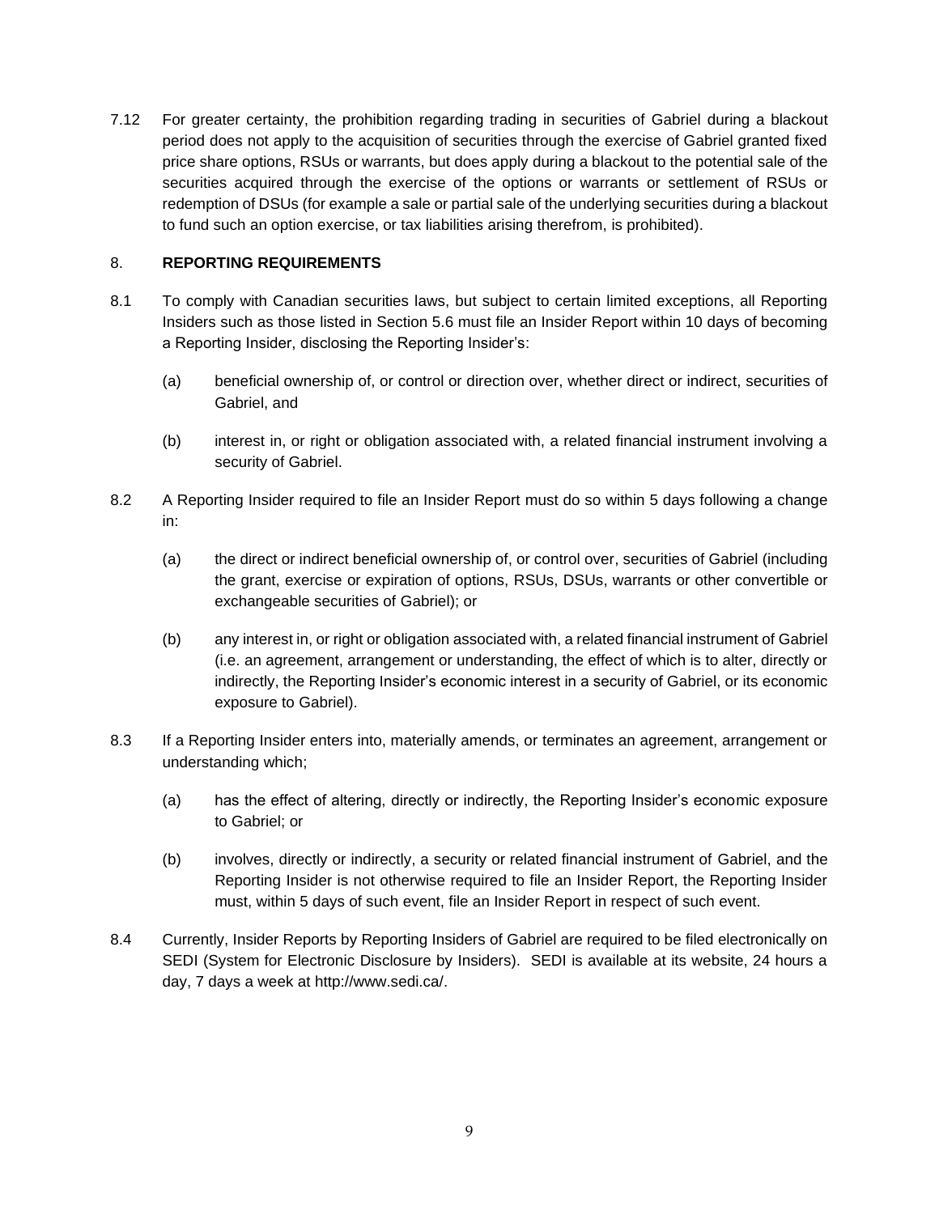7.12 For greater certainty, the prohibition regarding trading in securities of Gabriel during a blackout period does not apply to the acquisition of securities through the exercise of Gabriel granted fixed price share options, RSUs or warrants, but does apply during a blackout to the potential sale of the securities acquired through the exercise of the options or warrants or settlement of RSUs or redemption of DSUs (for example a sale or partial sale of the underlying securities during a blackout to fund such an option exercise, or tax liabilities arising therefrom, is prohibited).

## 8. REPORTING REQUIREMENTS

8.1 To comply with Canadian securities laws, but subject to certain limited exceptions, all Reporting Insiders such as those listed in Section 5.6 must file an Insider Report within 10 days of becoming a Reporting Insider, disclosing the Reporting Insider's:

(a) beneficial ownership of, or control or direction over, whether direct or indirect, securities of Gabriel, and

(b) interest in, or right or obligation associated with, a related financial instrument involving a security of Gabriel.

8.2 A Reporting Insider required to file an Insider Report must do so within 5 days following a change in:

(a) the direct or indirect beneficial ownership of, or control over, securities of Gabriel (including the grant, exercise or expiration of options, RSUs, DSUs, warrants or other convertible or exchangeable securities of Gabriel); or

(b) any interest in, or right or obligation associated with, a related financial instrument of Gabriel (i.e. an agreement, arrangement or understanding, the effect of which is to alter, directly or indirectly, the Reporting Insider's economic interest in a security of Gabriel, or its economic exposure to Gabriel).

8.3 If a Reporting Insider enters into, materially amends, or terminates an agreement, arrangement or understanding which;

(a) has the effect of altering, directly or indirectly, the Reporting Insider's economic exposure to Gabriel; or

(b) involves, directly or indirectly, a security or related financial instrument of Gabriel, and the Reporting Insider is not otherwise required to file an Insider Report, the Reporting Insider must, within 5 days of such event, file an Insider Report in respect of such event.

8.4 Currently, Insider Reports by Reporting Insiders of Gabriel are required to be filed electronically on SEDI (System for Electronic Disclosure by Insiders). SEDI is available at its website, 24 hours a day, 7 days a week at http://www.sedi.ca/.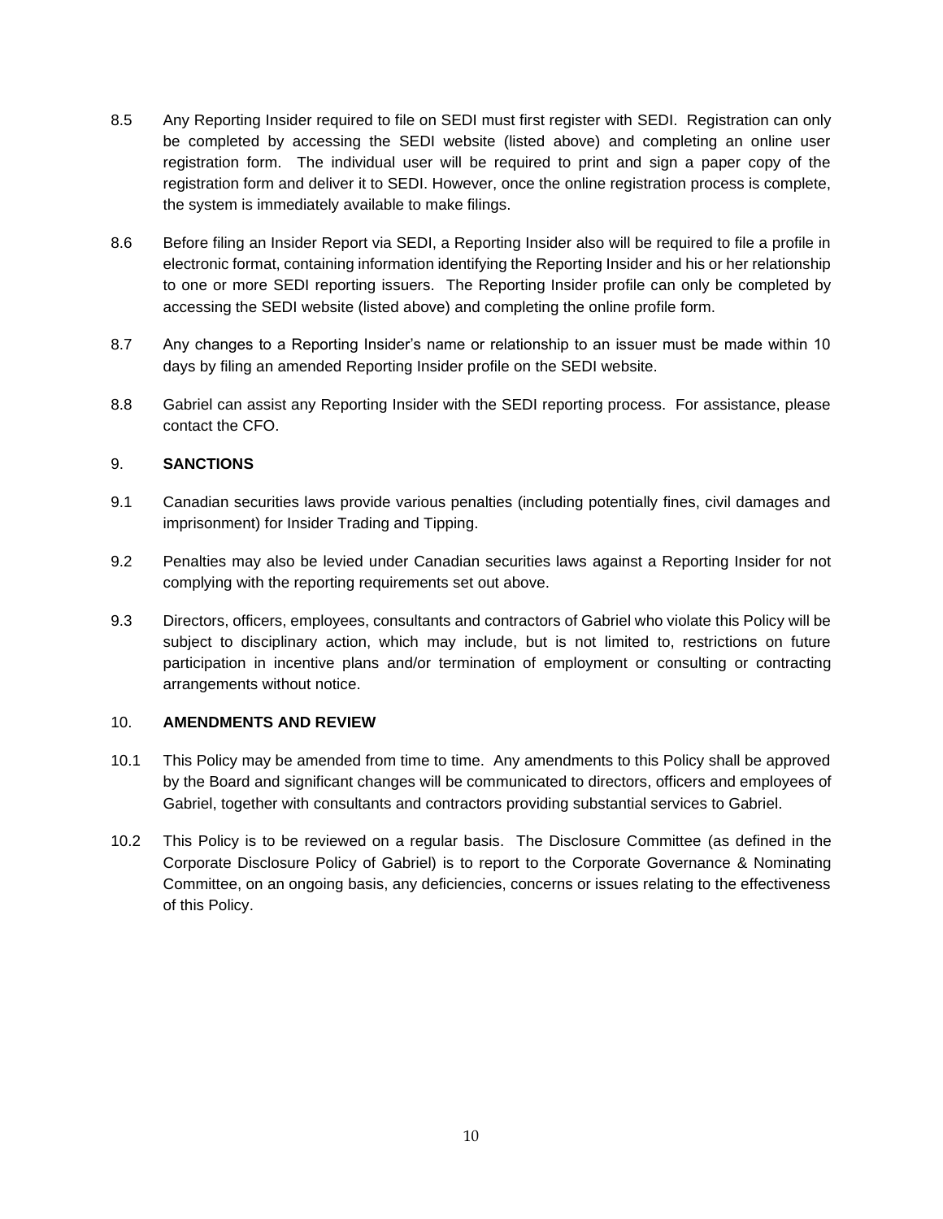8.5 Any Reporting Insider required to file on SEDI must first register with SEDI. Registration can only be completed by accessing the SEDI website (listed above) and completing an online user registration form. The individual user will be required to print and sign a paper copy of the registration form and deliver it to SEDI. However, once the online registration process is complete, the system is immediately available to make filings.

8.6 Before filing an Insider Report via SEDI, a Reporting Insider also will be required to file a profile in electronic format, containing information identifying the Reporting Insider and his or her relationship to one or more SEDI reporting issuers. The Reporting Insider profile can only be completed by accessing the SEDI website (listed above) and completing the online profile form.

8.7 Any changes to a Reporting Insider's name or relationship to an issuer must be made within 10 days by filing an amended Reporting Insider profile on the SEDI website.

8.8 Gabriel can assist any Reporting Insider with the SEDI reporting process. For assistance, please contact the CFO.

## 9. SANCTIONS

9.1 Canadian securities laws provide various penalties (including potentially fines, civil damages and imprisonment) for Insider Trading and Tipping.

9.2 Penalties may also be levied under Canadian securities laws against a Reporting Insider for not complying with the reporting requirements set out above.

9.3 Directors, officers, employees, consultants and contractors of Gabriel who violate this Policy will be subject to disciplinary action, which may include, but is not limited to, restrictions on future participation in incentive plans and/or termination of employment or consulting or contracting arrangements without notice.

## 10. AMENDMENTS AND REVIEW

10.1 This Policy may be amended from time to time. Any amendments to this Policy shall be approved by the Board and significant changes will be communicated to directors, officers and employees of Gabriel, together with consultants and contractors providing substantial services to Gabriel.

10.2 This Policy is to be reviewed on a regular basis. The Disclosure Committee (as defined in the Corporate Disclosure Policy of Gabriel) is to report to the Corporate Governance & Nominating Committee, on an ongoing basis, any deficiencies, concerns or issues relating to the effectiveness of this Policy.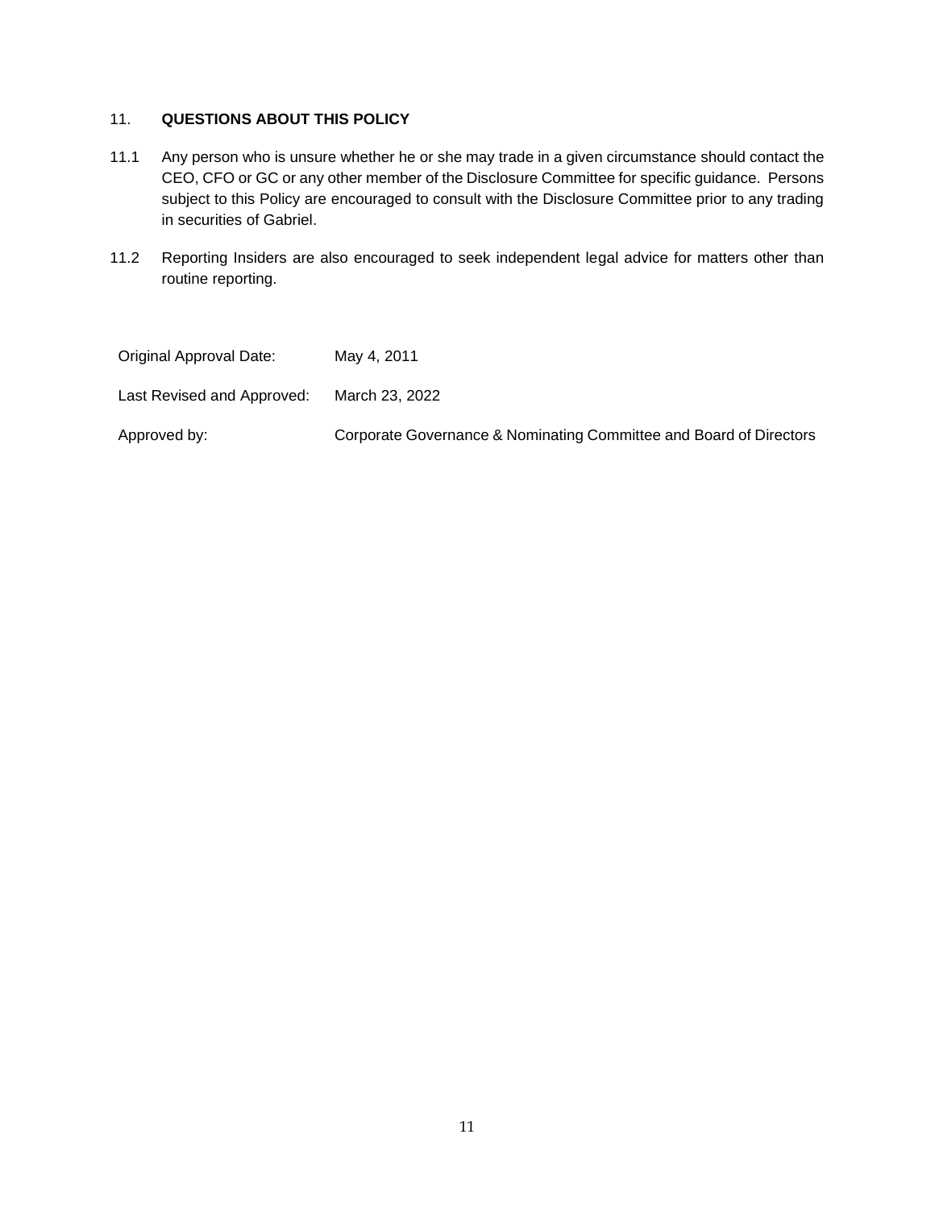## 11. QUESTIONS ABOUT THIS POLICY

11.1 Any person who is unsure whether he or she may trade in a given circumstance should contact the CEO, CFO or GC or any other member of the Disclosure Committee for specific guidance. Persons subject to this Policy are encouraged to consult with the Disclosure Committee prior to any trading in securities of Gabriel.

11.2 Reporting Insiders are also encouraged to seek independent legal advice for matters other than routine reporting.

| | |
|---|---|
| Original Approval Date: | May 4, 2011 |
| Last Revised and Approved: | March 23, 2022 |
| Approved by: | Corporate Governance & Nominating Committee and Board of Directors |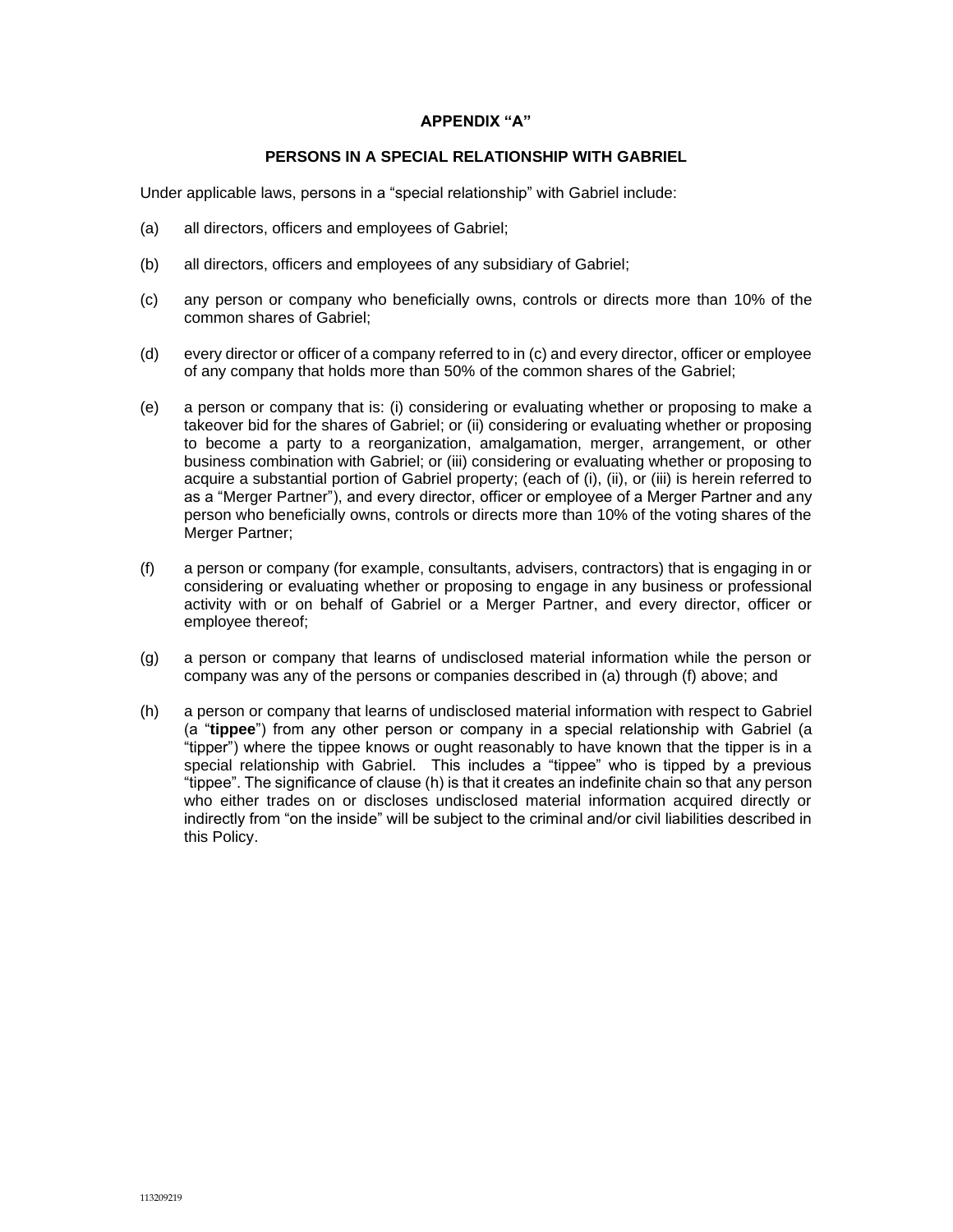# APPENDIX "A"

## PERSONS IN A SPECIAL RELATIONSHIP WITH GABRIEL

Under applicable laws, persons in a "special relationship" with Gabriel include:

(a) all directors, officers and employees of Gabriel;

(b) all directors, officers and employees of any subsidiary of Gabriel;

(c) any person or company who beneficially owns, controls or directs more than 10% of the common shares of Gabriel;

(d) every director or officer of a company referred to in (c) and every director, officer or employee of any company that holds more than 50% of the common shares of the Gabriel;

(e) a person or company that is: (i) considering or evaluating whether or proposing to make a takeover bid for the shares of Gabriel; or (ii) considering or evaluating whether or proposing to become a party to a reorganization, amalgamation, merger, arrangement, or other business combination with Gabriel; or (iii) considering or evaluating whether or proposing to acquire a substantial portion of Gabriel property; (each of (i), (ii), or (iii) is herein referred to as a "Merger Partner"), and every director, officer or employee of a Merger Partner and any person who beneficially owns, controls or directs more than 10% of the voting shares of the Merger Partner;

(f) a person or company (for example, consultants, advisers, contractors) that is engaging in or considering or evaluating whether or proposing to engage in any business or professional activity with or on behalf of Gabriel or a Merger Partner, and every director, officer or employee thereof;

(g) a person or company that learns of undisclosed material information while the person or company was any of the persons or companies described in (a) through (f) above; and

(h) a person or company that learns of undisclosed material information with respect to Gabriel (a "**tippee**") from any other person or company in a special relationship with Gabriel (a "tipper") where the tippee knows or ought reasonably to have known that the tipper is in a special relationship with Gabriel. This includes a "tippee" who is tipped by a previous "tippee". The significance of clause (h) is that it creates an indefinite chain so that any person who either trades on or discloses undisclosed material information acquired directly or indirectly from "on the inside" will be subject to the criminal and/or civil liabilities described in this Policy.